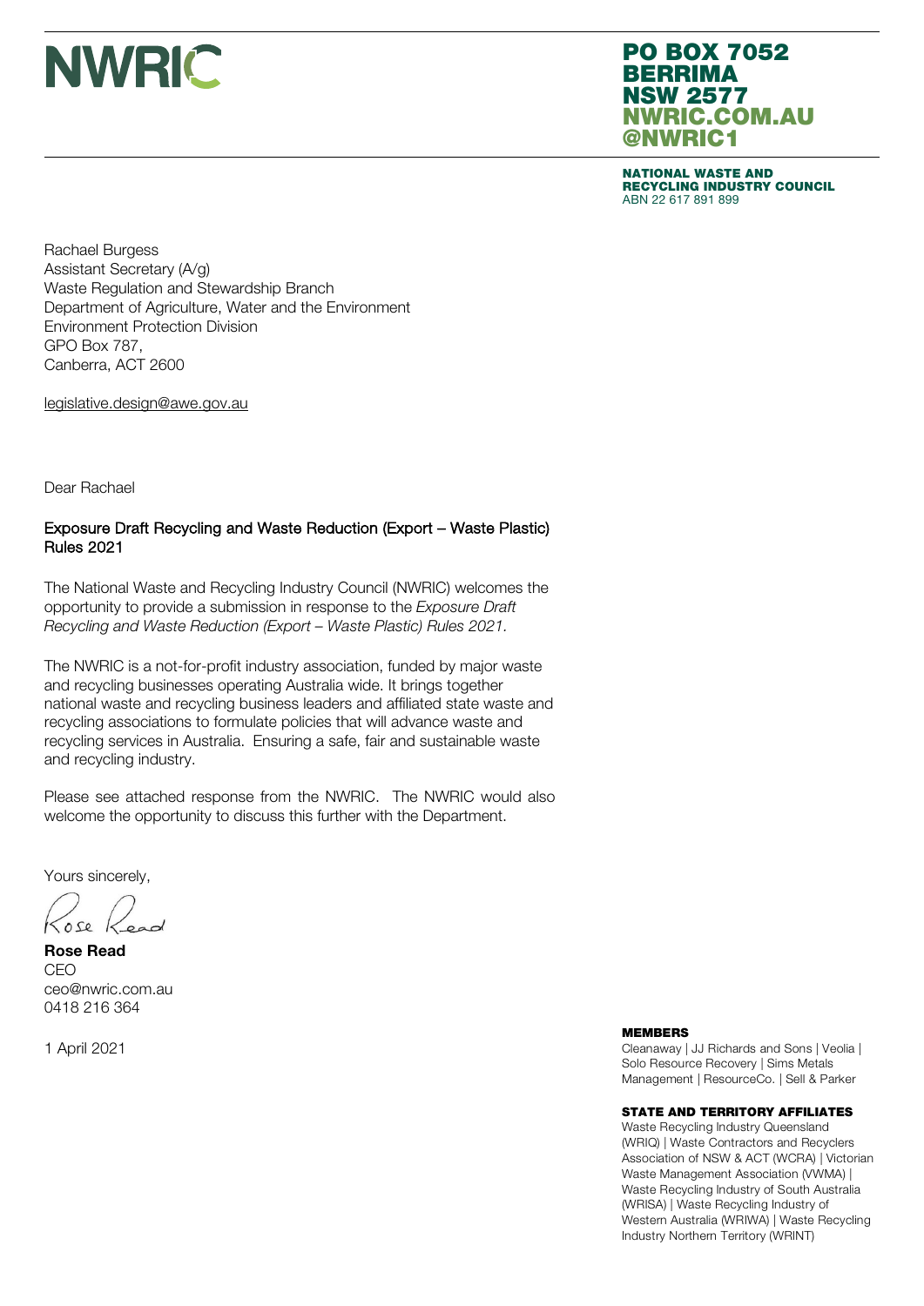# NWRIC

**PO BOX 7052**
**BERRIMA**
**NSW 2577**
**NWRIC.COM.AU**
**@NWRIC1**

**NATIONAL WASTE AND RECYCLING INDUSTRY COUNCIL**
ABN 22 617 891 899

Rachael Burgess
Assistant Secretary (A/g)
Waste Regulation and Stewardship Branch
Department of Agriculture, Water and the Environment
Environment Protection Division
GPO Box 787,
Canberra, ACT 2600

legislative.design@awe.gov.au

Dear Rachael

Exposure Draft Recycling and Waste Reduction (Export – Waste Plastic) Rules 2021

The National Waste and Recycling Industry Council (NWRIC) welcomes the opportunity to provide a submission in response to the *Exposure Draft Recycling and Waste Reduction (Export – Waste Plastic) Rules 2021.*

The NWRIC is a not-for-profit industry association, funded by major waste and recycling businesses operating Australia wide. It brings together national waste and recycling business leaders and affiliated state waste and recycling associations to formulate policies that will advance waste and recycling services in Australia. Ensuring a safe, fair and sustainable waste and recycling industry.

Please see attached response from the NWRIC. The NWRIC would also welcome the opportunity to discuss this further with the Department.

Yours sincerely,

Rose Read

**Rose Read**
CEO
ceo@nwric.com.au
0418 216 364

1 April 2021

**MEMBERS**
Cleanaway | JJ Richards and Sons | Veolia | Solo Resource Recovery | Sims Metals Management | ResourceCo. | Sell & Parker

**STATE AND TERRITORY AFFILIATES**
Waste Recycling Industry Queensland (WRIQ) | Waste Contractors and Recyclers Association of NSW & ACT (WCRA) | Victorian Waste Management Association (VWMA) | Waste Recycling Industry of South Australia (WRISA) | Waste Recycling Industry of Western Australia (WRIWA) | Waste Recycling Industry Northern Territory (WRINT)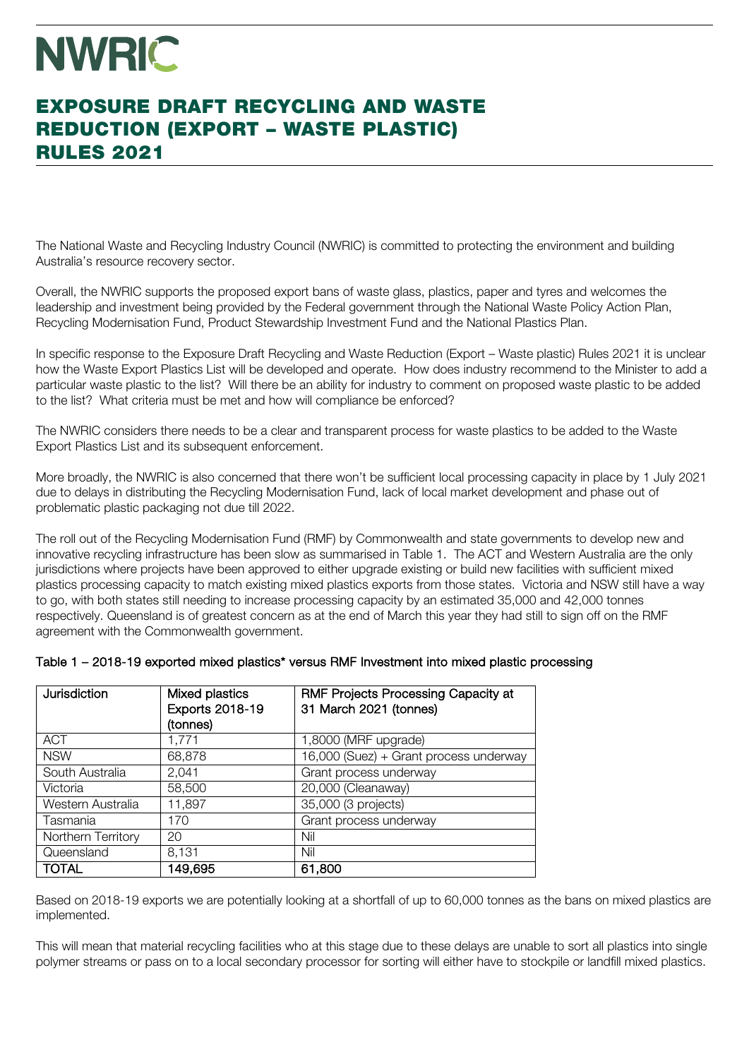# NWRIC

# EXPOSURE DRAFT RECYCLING AND WASTE REDUCTION (EXPORT – WASTE PLASTIC) RULES 2021

The National Waste and Recycling Industry Council (NWRIC) is committed to protecting the environment and building Australia's resource recovery sector.

Overall, the NWRIC supports the proposed export bans of waste glass, plastics, paper and tyres and welcomes the leadership and investment being provided by the Federal government through the National Waste Policy Action Plan, Recycling Modernisation Fund, Product Stewardship Investment Fund and the National Plastics Plan.

In specific response to the Exposure Draft Recycling and Waste Reduction (Export – Waste plastic) Rules 2021 it is unclear how the Waste Export Plastics List will be developed and operate. How does industry recommend to the Minister to add a particular waste plastic to the list? Will there be an ability for industry to comment on proposed waste plastic to be added to the list? What criteria must be met and how will compliance be enforced?

The NWRIC considers there needs to be a clear and transparent process for waste plastics to be added to the Waste Export Plastics List and its subsequent enforcement.

More broadly, the NWRIC is also concerned that there won't be sufficient local processing capacity in place by 1 July 2021 due to delays in distributing the Recycling Modernisation Fund, lack of local market development and phase out of problematic plastic packaging not due till 2022.

The roll out of the Recycling Modernisation Fund (RMF) by Commonwealth and state governments to develop new and innovative recycling infrastructure has been slow as summarised in Table 1. The ACT and Western Australia are the only jurisdictions where projects have been approved to either upgrade existing or build new facilities with sufficient mixed plastics processing capacity to match existing mixed plastics exports from those states. Victoria and NSW still have a way to go, with both states still needing to increase processing capacity by an estimated 35,000 and 42,000 tonnes respectively. Queensland is of greatest concern as at the end of March this year they had still to sign off on the RMF agreement with the Commonwealth government.

**Table 1 – 2018-19 exported mixed plastics* versus RMF Investment into mixed plastic processing**

| Jurisdiction | Mixed plastics Exports 2018-19 (tonnes) | RMF Projects Processing Capacity at 31 March 2021 (tonnes) |
|---|---|---|
| ACT | 1,771 | 1,8000 (MRF upgrade) |
| NSW | 68,878 | 16,000 (Suez) + Grant process underway |
| South Australia | 2,041 | Grant process underway |
| Victoria | 58,500 | 20,000 (Cleanaway) |
| Western Australia | 11,897 | 35,000 (3 projects) |
| Tasmania | 170 | Grant process underway |
| Northern Territory | 20 | Nil |
| Queensland | 8,131 | Nil |
| **TOTAL** | **149,695** | **61,800** |

Based on 2018-19 exports we are potentially looking at a shortfall of up to 60,000 tonnes as the bans on mixed plastics are implemented.

This will mean that material recycling facilities who at this stage due to these delays are unable to sort all plastics into single polymer streams or pass on to a local secondary processor for sorting will either have to stockpile or landfill mixed plastics.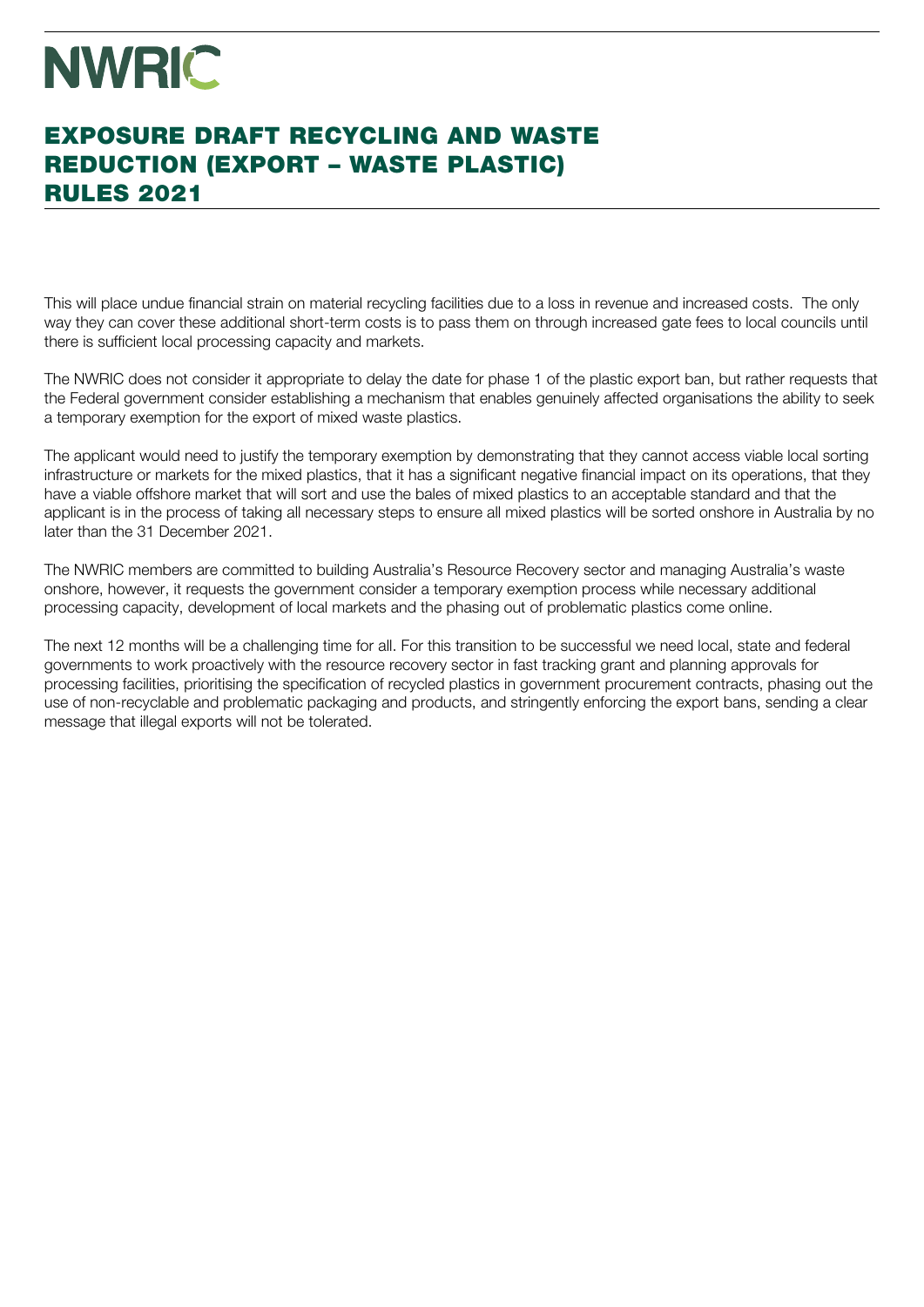This will place undue financial strain on material recycling facilities due to a loss in revenue and increased costs. The only way they can cover these additional short-term costs is to pass them on through increased gate fees to local councils until there is sufficient local processing capacity and markets.

The NWRIC does not consider it appropriate to delay the date for phase 1 of the plastic export ban, but rather requests that the Federal government consider establishing a mechanism that enables genuinely affected organisations the ability to seek a temporary exemption for the export of mixed waste plastics.

The applicant would need to justify the temporary exemption by demonstrating that they cannot access viable local sorting infrastructure or markets for the mixed plastics, that it has a significant negative financial impact on its operations, that they have a viable offshore market that will sort and use the bales of mixed plastics to an acceptable standard and that the applicant is in the process of taking all necessary steps to ensure all mixed plastics will be sorted onshore in Australia by no later than the 31 December 2021.

The NWRIC members are committed to building Australia's Resource Recovery sector and managing Australia's waste onshore, however, it requests the government consider a temporary exemption process while necessary additional processing capacity, development of local markets and the phasing out of problematic plastics come online.

The next 12 months will be a challenging time for all. For this transition to be successful we need local, state and federal governments to work proactively with the resource recovery sector in fast tracking grant and planning approvals for processing facilities, prioritising the specification of recycled plastics in government procurement contracts, phasing out the use of non-recyclable and problematic packaging and products, and stringently enforcing the export bans, sending a clear message that illegal exports will not be tolerated.